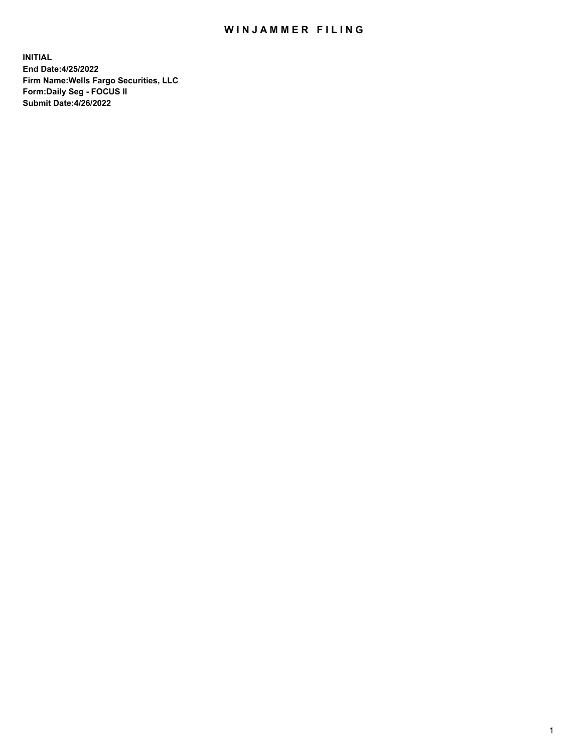# WINJAMMER FILING

**INITIAL**
**End Date:4/25/2022**
**Firm Name:Wells Fargo Securities, LLC**
**Form:Daily Seg - FOCUS II**
**Submit Date:4/26/2022**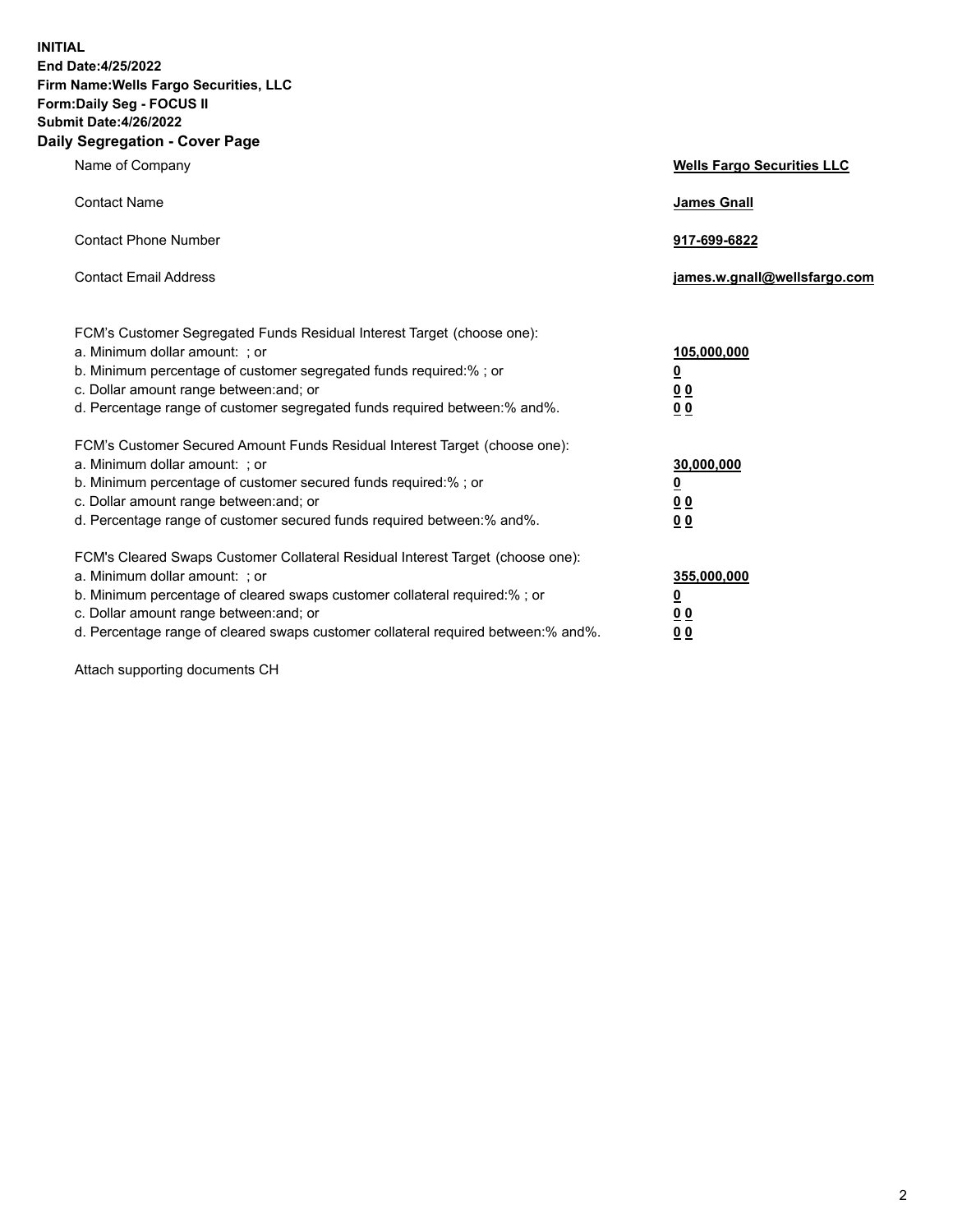**INITIAL**
**End Date:4/25/2022**
**Firm Name:Wells Fargo Securities, LLC**
**Form:Daily Seg - FOCUS II**
**Submit Date:4/26/2022**

## Daily Segregation - Cover Page

| | |
|---|---|
| Name of Company | **Wells Fargo Securities LLC** |
| Contact Name | **James Gnall** |
| Contact Phone Number | **917-699-6822** |
| Contact Email Address | **james.w.gnall@wellsfargo.com** |

| | |
|---|---|
| FCM's Customer Segregated Funds Residual Interest Target (choose one): | |
| a. Minimum dollar amount: ; or | **105,000,000** |
| b. Minimum percentage of customer segregated funds required:% ; or | **0** |
| c. Dollar amount range between:and; or | **0 0** |
| d. Percentage range of customer segregated funds required between:% and%. | **0 0** |
| FCM's Customer Secured Amount Funds Residual Interest Target (choose one): | |
| a. Minimum dollar amount: ; or | **30,000,000** |
| b. Minimum percentage of customer secured funds required:% ; or | **0** |
| c. Dollar amount range between:and; or | **0 0** |
| d. Percentage range of customer secured funds required between:% and%. | **0 0** |
| FCM's Cleared Swaps Customer Collateral Residual Interest Target (choose one): | |
| a. Minimum dollar amount: ; or | **355,000,000** |
| b. Minimum percentage of cleared swaps customer collateral required:% ; or | **0** |
| c. Dollar amount range between:and; or | **0 0** |
| d. Percentage range of cleared swaps customer collateral required between:% and%. | **0 0** |

Attach supporting documents CH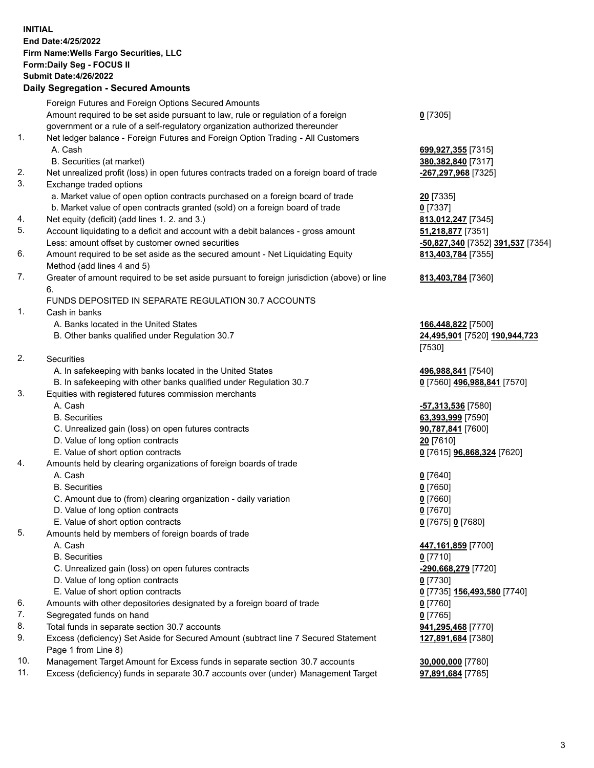**INITIAL**
**End Date:4/25/2022**
**Firm Name:Wells Fargo Securities, LLC**
**Form:Daily Seg - FOCUS II**
**Submit Date:4/26/2022**

## Daily Segregation - Secured Amounts

| | | |
|---|---|---|
| | Foreign Futures and Foreign Options Secured Amounts | |
| | Amount required to be set aside pursuant to law, rule or regulation of a foreign government or a rule of a self-regulatory organization authorized thereunder | **0** [7305] |
| 1. | Net ledger balance - Foreign Futures and Foreign Option Trading - All Customers | |
| | A. Cash | **699,927,355** [7315] |
| | B. Securities (at market) | **380,382,840** [7317] |
| 2. | Net unrealized profit (loss) in open futures contracts traded on a foreign board of trade | **-267,297,968** [7325] |
| 3. | Exchange traded options | |
| | a. Market value of open option contracts purchased on a foreign board of trade | **20** [7335] |
| | b. Market value of open contracts granted (sold) on a foreign board of trade | **0** [7337] |
| 4. | Net equity (deficit) (add lines 1. 2. and 3.) | **813,012,247** [7345] |
| 5. | Account liquidating to a deficit and account with a debit balances - gross amount | **51,218,877** [7351] |
| | Less: amount offset by customer owned securities | **-50,827,340** [7352] **391,537** [7354] |
| 6. | Amount required to be set aside as the secured amount - Net Liquidating Equity Method (add lines 4 and 5) | **813,403,784** [7355] |
| 7. | Greater of amount required to be set aside pursuant to foreign jurisdiction (above) or line 6. | **813,403,784** [7360] |
| | FUNDS DEPOSITED IN SEPARATE REGULATION 30.7 ACCOUNTS | |
| 1. | Cash in banks | |
| | A. Banks located in the United States | **166,448,822** [7500] |
| | B. Other banks qualified under Regulation 30.7 | **24,495,901** [7520] **190,944,723** [7530] |
| 2. | Securities | |
| | A. In safekeeping with banks located in the United States | **496,988,841** [7540] |
| | B. In safekeeping with other banks qualified under Regulation 30.7 | **0** [7560] **496,988,841** [7570] |
| 3. | Equities with registered futures commission merchants | |
| | A. Cash | **-57,313,536** [7580] |
| | B. Securities | **63,393,999** [7590] |
| | C. Unrealized gain (loss) on open futures contracts | **90,787,841** [7600] |
| | D. Value of long option contracts | **20** [7610] |
| | E. Value of short option contracts | **0** [7615] **96,868,324** [7620] |
| 4. | Amounts held by clearing organizations of foreign boards of trade | |
| | A. Cash | **0** [7640] |
| | B. Securities | **0** [7650] |
| | C. Amount due to (from) clearing organization - daily variation | **0** [7660] |
| | D. Value of long option contracts | **0** [7670] |
| | E. Value of short option contracts | **0** [7675] **0** [7680] |
| 5. | Amounts held by members of foreign boards of trade | |
| | A. Cash | **447,161,859** [7700] |
| | B. Securities | **0** [7710] |
| | C. Unrealized gain (loss) on open futures contracts | **-290,668,279** [7720] |
| | D. Value of long option contracts | **0** [7730] |
| | E. Value of short option contracts | **0** [7735] **156,493,580** [7740] |
| 6. | Amounts with other depositories designated by a foreign board of trade | **0** [7760] |
| 7. | Segregated funds on hand | **0** [7765] |
| 8. | Total funds in separate section 30.7 accounts | **941,295,468** [7770] |
| 9. | Excess (deficiency) Set Aside for Secured Amount (subtract line 7 Secured Statement Page 1 from Line 8) | **127,891,684** [7380] |
| 10. | Management Target Amount for Excess funds in separate section 30.7 accounts | **30,000,000** [7780] |
| 11. | Excess (deficiency) funds in separate 30.7 accounts over (under) Management Target | **97,891,684** [7785] |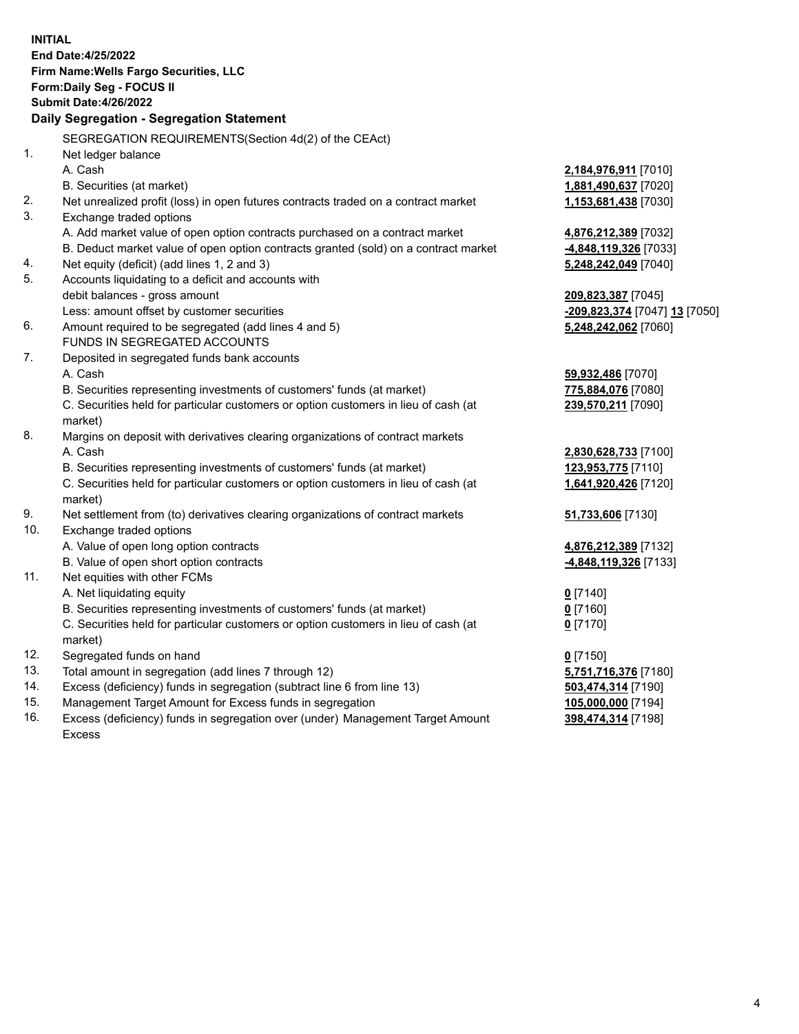**INITIAL**
**End Date:4/25/2022**
**Firm Name:Wells Fargo Securities, LLC**
**Form:Daily Seg - FOCUS II**
**Submit Date:4/26/2022**

## Daily Segregation - Segregation Statement

SEGREGATION REQUIREMENTS(Section 4d(2) of the CEAct)

| | | |
|---|---|---|
| 1. | Net ledger balance | |
| | A. Cash | **2,184,976,911** [7010] |
| | B. Securities (at market) | **1,881,490,637** [7020] |
| 2. | Net unrealized profit (loss) in open futures contracts traded on a contract market | **1,153,681,438** [7030] |
| 3. | Exchange traded options | |
| | A. Add market value of open option contracts purchased on a contract market | **4,876,212,389** [7032] |
| | B. Deduct market value of open option contracts granted (sold) on a contract market | **-4,848,119,326** [7033] |
| 4. | Net equity (deficit) (add lines 1, 2 and 3) | **5,248,242,049** [7040] |
| 5. | Accounts liquidating to a deficit and accounts with | |
| | debit balances - gross amount | **209,823,387** [7045] |
| | Less: amount offset by customer securities | **-209,823,374** [7047] **13** [7050] |
| 6. | Amount required to be segregated (add lines 4 and 5) | **5,248,242,062** [7060] |
| | FUNDS IN SEGREGATED ACCOUNTS | |
| 7. | Deposited in segregated funds bank accounts | |
| | A. Cash | **59,932,486** [7070] |
| | B. Securities representing investments of customers' funds (at market) | **775,884,076** [7080] |
| | C. Securities held for particular customers or option customers in lieu of cash (at market) | **239,570,211** [7090] |
| 8. | Margins on deposit with derivatives clearing organizations of contract markets | |
| | A. Cash | **2,830,628,733** [7100] |
| | B. Securities representing investments of customers' funds (at market) | **123,953,775** [7110] |
| | C. Securities held for particular customers or option customers in lieu of cash (at market) | **1,641,920,426** [7120] |
| 9. | Net settlement from (to) derivatives clearing organizations of contract markets | **51,733,606** [7130] |
| 10. | Exchange traded options | |
| | A. Value of open long option contracts | **4,876,212,389** [7132] |
| | B. Value of open short option contracts | **-4,848,119,326** [7133] |
| 11. | Net equities with other FCMs | |
| | A. Net liquidating equity | **0** [7140] |
| | B. Securities representing investments of customers' funds (at market) | **0** [7160] |
| | C. Securities held for particular customers or option customers in lieu of cash (at market) | **0** [7170] |
| 12. | Segregated funds on hand | **0** [7150] |
| 13. | Total amount in segregation (add lines 7 through 12) | **5,751,716,376** [7180] |
| 14. | Excess (deficiency) funds in segregation (subtract line 6 from line 13) | **503,474,314** [7190] |
| 15. | Management Target Amount for Excess funds in segregation | **105,000,000** [7194] |
| 16. | Excess (deficiency) funds in segregation over (under) Management Target Amount Excess | **398,474,314** [7198] |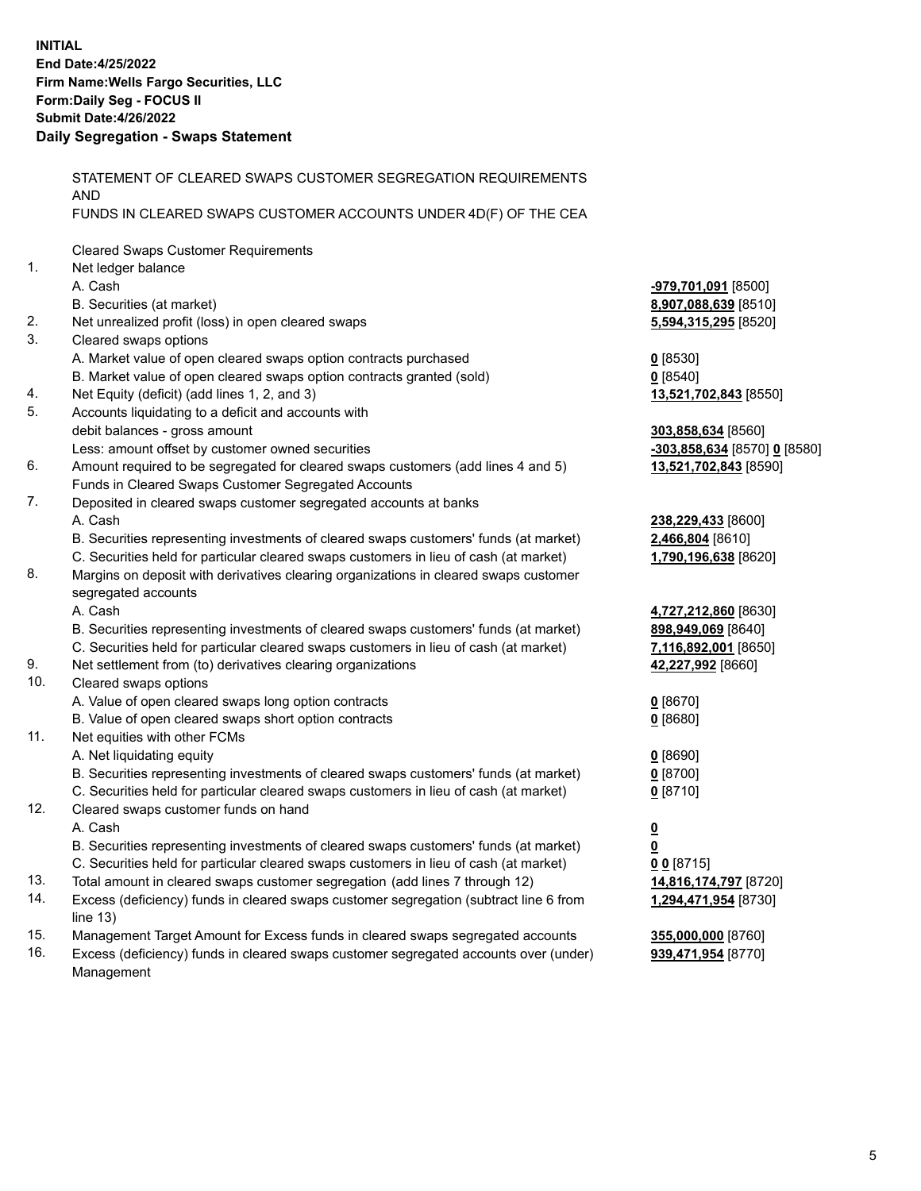**INITIAL**
**End Date:4/25/2022**
**Firm Name:Wells Fargo Securities, LLC**
**Form:Daily Seg - FOCUS II**
**Submit Date:4/26/2022**
**Daily Segregation - Swaps Statement**

STATEMENT OF CLEARED SWAPS CUSTOMER SEGREGATION REQUIREMENTS AND FUNDS IN CLEARED SWAPS CUSTOMER ACCOUNTS UNDER 4D(F) OF THE CEA

| | | |
|---|---|---|
| | Cleared Swaps Customer Requirements | |
| 1. | Net ledger balance | |
| | A. Cash | **-979,701,091** [8500] |
| | B. Securities (at market) | **8,907,088,639** [8510] |
| 2. | Net unrealized profit (loss) in open cleared swaps | **5,594,315,295** [8520] |
| 3. | Cleared swaps options | |
| | A. Market value of open cleared swaps option contracts purchased | **0** [8530] |
| | B. Market value of open cleared swaps option contracts granted (sold) | **0** [8540] |
| 4. | Net Equity (deficit) (add lines 1, 2, and 3) | **13,521,702,843** [8550] |
| 5. | Accounts liquidating to a deficit and accounts with debit balances - gross amount | **303,858,634** [8560] |
| | Less: amount offset by customer owned securities | **-303,858,634** [8570] **0** [8580] |
| 6. | Amount required to be segregated for cleared swaps customers (add lines 4 and 5) | **13,521,702,843** [8590] |
| | Funds in Cleared Swaps Customer Segregated Accounts | |
| 7. | Deposited in cleared swaps customer segregated accounts at banks | |
| | A. Cash | **238,229,433** [8600] |
| | B. Securities representing investments of cleared swaps customers' funds (at market) | **2,466,804** [8610] |
| | C. Securities held for particular cleared swaps customers in lieu of cash (at market) | **1,790,196,638** [8620] |
| 8. | Margins on deposit with derivatives clearing organizations in cleared swaps customer segregated accounts | |
| | A. Cash | **4,727,212,860** [8630] |
| | B. Securities representing investments of cleared swaps customers' funds (at market) | **898,949,069** [8640] |
| | C. Securities held for particular cleared swaps customers in lieu of cash (at market) | **7,116,892,001** [8650] |
| 9. | Net settlement from (to) derivatives clearing organizations | **42,227,992** [8660] |
| 10. | Cleared swaps options | |
| | A. Value of open cleared swaps long option contracts | **0** [8670] |
| | B. Value of open cleared swaps short option contracts | **0** [8680] |
| 11. | Net equities with other FCMs | |
| | A. Net liquidating equity | **0** [8690] |
| | B. Securities representing investments of cleared swaps customers' funds (at market) | **0** [8700] |
| | C. Securities held for particular cleared swaps customers in lieu of cash (at market) | **0** [8710] |
| 12. | Cleared swaps customer funds on hand | |
| | A. Cash | **0** |
| | B. Securities representing investments of cleared swaps customers' funds (at market) | **0** |
| | C. Securities held for particular cleared swaps customers in lieu of cash (at market) | **0** **0** [8715] |
| 13. | Total amount in cleared swaps customer segregation (add lines 7 through 12) | **14,816,174,797** [8720] |
| 14. | Excess (deficiency) funds in cleared swaps customer segregation (subtract line 6 from line 13) | **1,294,471,954** [8730] |
| 15. | Management Target Amount for Excess funds in cleared swaps segregated accounts | **355,000,000** [8760] |
| 16. | Excess (deficiency) funds in cleared swaps customer segregated accounts over (under) Management | **939,471,954** [8770] |